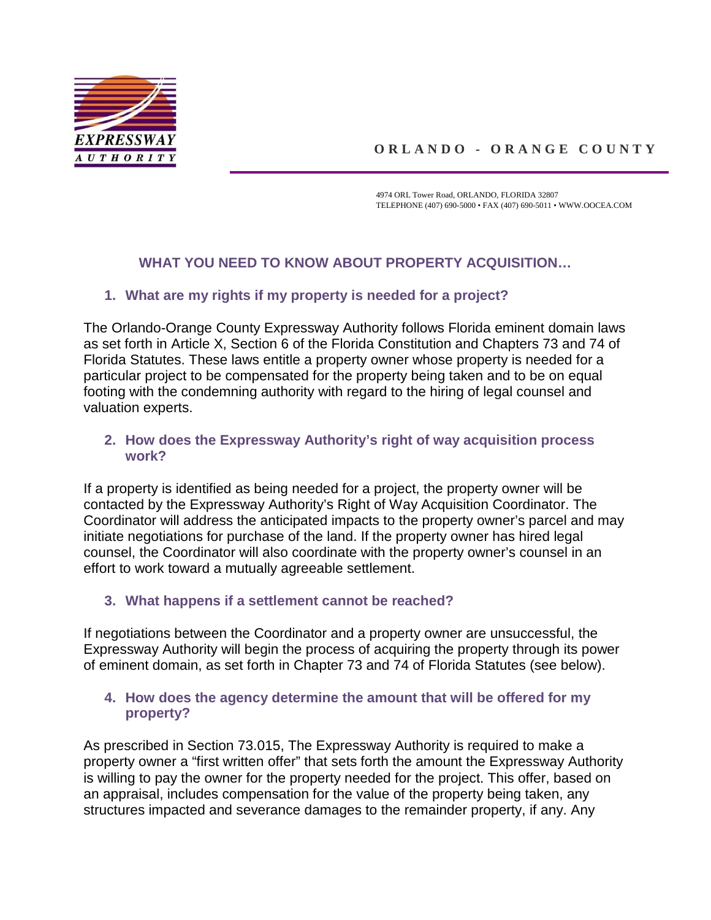EXPRESSWAY AUTHORITY

ORLANDO - ORANGE COUNTY

4974 ORL Tower Road, ORLANDO, FLORIDA 32807
TELEPHONE (407) 690-5000 • FAX (407) 690-5011 • WWW.OOCEA.COM

## WHAT YOU NEED TO KNOW ABOUT PROPERTY ACQUISITION…

### 1. What are my rights if my property is needed for a project?

The Orlando-Orange County Expressway Authority follows Florida eminent domain laws as set forth in Article X, Section 6 of the Florida Constitution and Chapters 73 and 74 of Florida Statutes. These laws entitle a property owner whose property is needed for a particular project to be compensated for the property being taken and to be on equal footing with the condemning authority with regard to the hiring of legal counsel and valuation experts.

### 2. How does the Expressway Authority's right of way acquisition process work?

If a property is identified as being needed for a project, the property owner will be contacted by the Expressway Authority's Right of Way Acquisition Coordinator. The Coordinator will address the anticipated impacts to the property owner's parcel and may initiate negotiations for purchase of the land. If the property owner has hired legal counsel, the Coordinator will also coordinate with the property owner's counsel in an effort to work toward a mutually agreeable settlement.

### 3. What happens if a settlement cannot be reached?

If negotiations between the Coordinator and a property owner are unsuccessful, the Expressway Authority will begin the process of acquiring the property through its power of eminent domain, as set forth in Chapter 73 and 74 of Florida Statutes (see below).

### 4. How does the agency determine the amount that will be offered for my property?

As prescribed in Section 73.015, The Expressway Authority is required to make a property owner a "first written offer" that sets forth the amount the Expressway Authority is willing to pay the owner for the property needed for the project. This offer, based on an appraisal, includes compensation for the value of the property being taken, any structures impacted and severance damages to the remainder property, if any. Any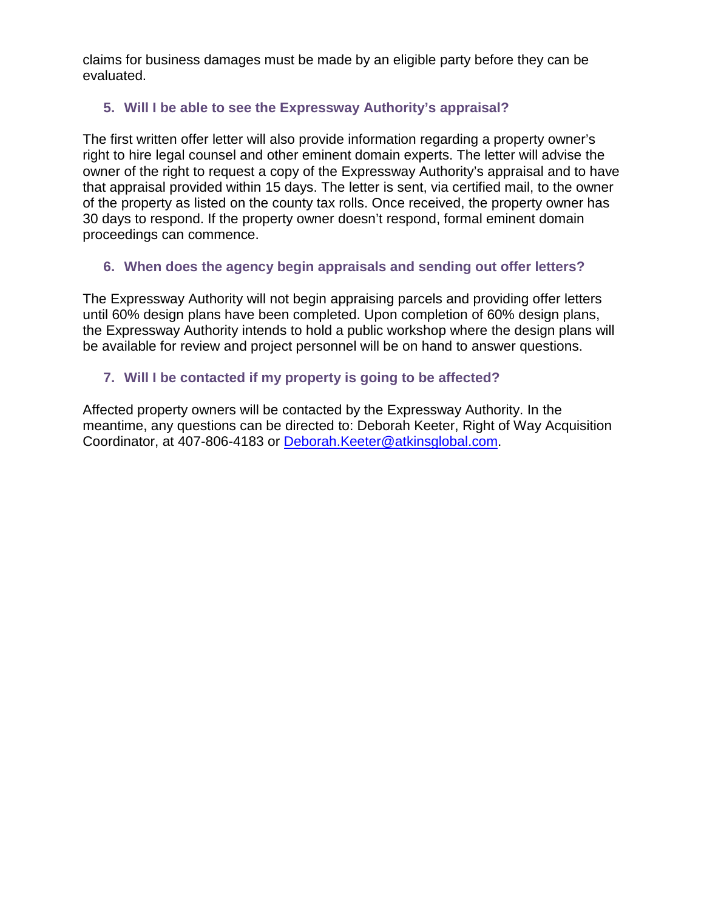claims for business damages must be made by an eligible party before they can be evaluated.

### 5. Will I be able to see the Expressway Authority's appraisal?

The first written offer letter will also provide information regarding a property owner's right to hire legal counsel and other eminent domain experts. The letter will advise the owner of the right to request a copy of the Expressway Authority's appraisal and to have that appraisal provided within 15 days. The letter is sent, via certified mail, to the owner of the property as listed on the county tax rolls. Once received, the property owner has 30 days to respond. If the property owner doesn't respond, formal eminent domain proceedings can commence.

### 6. When does the agency begin appraisals and sending out offer letters?

The Expressway Authority will not begin appraising parcels and providing offer letters until 60% design plans have been completed. Upon completion of 60% design plans, the Expressway Authority intends to hold a public workshop where the design plans will be available for review and project personnel will be on hand to answer questions.

### 7. Will I be contacted if my property is going to be affected?

Affected property owners will be contacted by the Expressway Authority. In the meantime, any questions can be directed to: Deborah Keeter, Right of Way Acquisition Coordinator, at 407-806-4183 or [Deborah.Keeter@atkinsglobal.com](mailto:Deborah.Keeter@atkinsglobal.com).